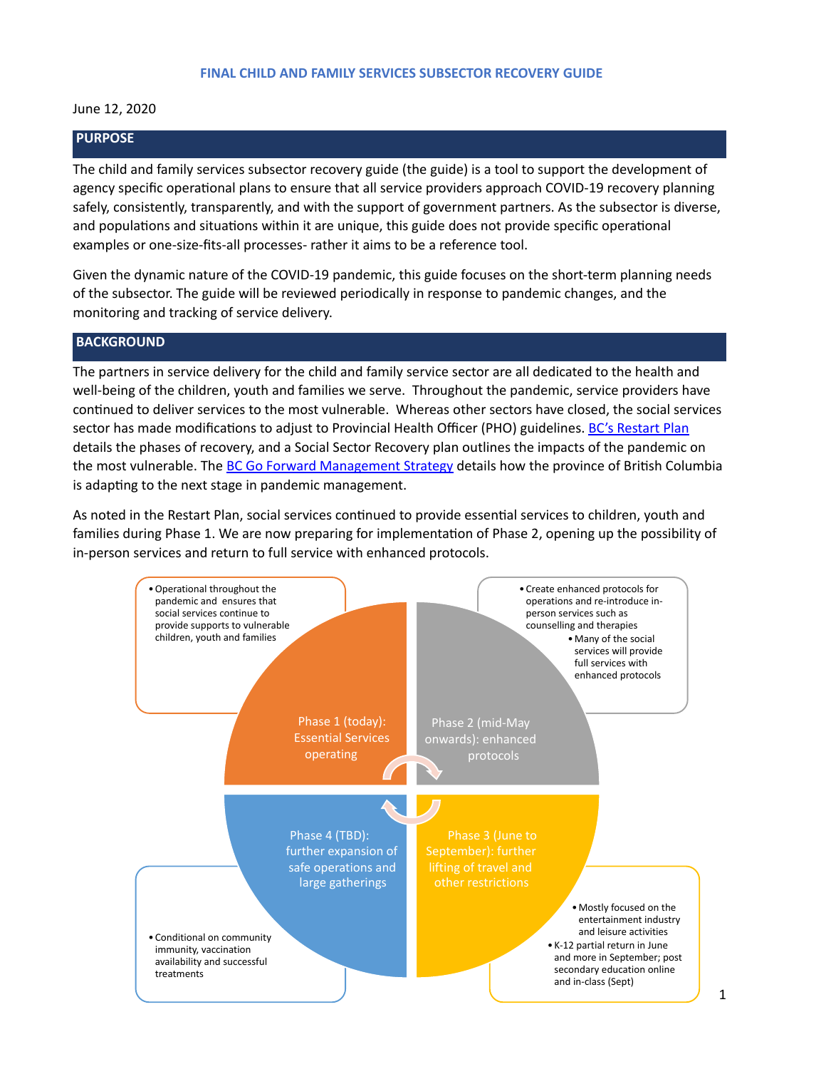# FINAL CHILD AND FAMILY SERVICES SUBSECTOR RECOVERY GUIDE

June 12, 2020

## PURPOSE

The child and family services subsector recovery guide (the guide) is a tool to support the development of agency specific operational plans to ensure that all service providers approach COVID-19 recovery planning safely, consistently, transparently, and with the support of government partners. As the subsector is diverse, and populations and situations within it are unique, this guide does not provide specific operational examples or one-size-fits-all processes- rather it aims to be a reference tool.

Given the dynamic nature of the COVID-19 pandemic, this guide focuses on the short-term planning needs of the subsector. The guide will be reviewed periodically in response to pandemic changes, and the monitoring and tracking of service delivery.

## BACKGROUND

The partners in service delivery for the child and family service sector are all dedicated to the health and well-being of the children, youth and families we serve. Throughout the pandemic, service providers have continued to deliver services to the most vulnerable. Whereas other sectors have closed, the social services sector has made modifications to adjust to Provincial Health Officer (PHO) guidelines. BC's Restart Plan details the phases of recovery, and a Social Sector Recovery plan outlines the impacts of the pandemic on the most vulnerable. The BC Go Forward Management Strategy details how the province of British Columbia is adapting to the next stage in pandemic management.

As noted in the Restart Plan, social services continued to provide essential services to children, youth and families during Phase 1. We are now preparing for implementation of Phase 2, opening up the possibility of in-person services and return to full service with enhanced protocols.

**Phase 1 (today): Essential Services operating**
- Operational throughout the pandemic and ensures that social services continue to provide supports to vulnerable children, youth and families

**Phase 2 (mid-May onwards): enhanced protocols**
- Create enhanced protocols for operations and re-introduce in-person services such as counselling and therapies
  - Many of the social services will provide full services with enhanced protocols

**Phase 3 (June to September): further lifting of travel and other restrictions**
- Mostly focused on the entertainment industry and leisure activities
- K-12 partial return in June and more in September; post secondary education online and in-class (Sept)

**Phase 4 (TBD): further expansion of safe operations and large gatherings**
- Conditional on community immunity, vaccination availability and successful treatments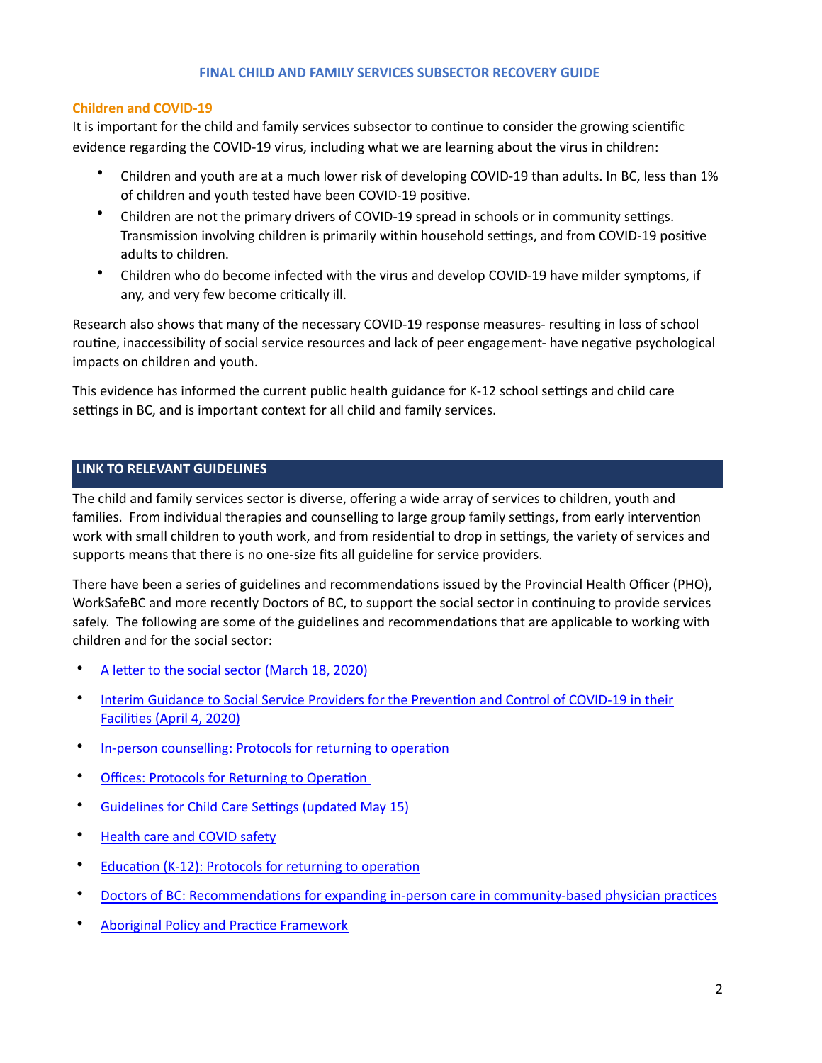**FINAL CHILD AND FAMILY SERVICES SUBSECTOR RECOVERY GUIDE**

## Children and COVID-19

It is important for the child and family services subsector to continue to consider the growing scientific evidence regarding the COVID-19 virus, including what we are learning about the virus in children:

- Children and youth are at a much lower risk of developing COVID-19 than adults. In BC, less than 1% of children and youth tested have been COVID-19 positive.
- Children are not the primary drivers of COVID-19 spread in schools or in community settings. Transmission involving children is primarily within household settings, and from COVID-19 positive adults to children.
- Children who do become infected with the virus and develop COVID-19 have milder symptoms, if any, and very few become critically ill.

Research also shows that many of the necessary COVID-19 response measures- resulting in loss of school routine, inaccessibility of social service resources and lack of peer engagement- have negative psychological impacts on children and youth.

This evidence has informed the current public health guidance for K-12 school settings and child care settings in BC, and is important context for all child and family services.

## LINK TO RELEVANT GUIDELINES

The child and family services sector is diverse, offering a wide array of services to children, youth and families. From individual therapies and counselling to large group family settings, from early intervention work with small children to youth work, and from residential to drop in settings, the variety of services and supports means that there is no one-size fits all guideline for service providers.

There have been a series of guidelines and recommendations issued by the Provincial Health Officer (PHO), WorkSafeBC and more recently Doctors of BC, to support the social sector in continuing to provide services safely. The following are some of the guidelines and recommendations that are applicable to working with children and for the social sector:

- A letter to the social sector (March 18, 2020)
- Interim Guidance to Social Service Providers for the Prevention and Control of COVID-19 in their Facilities (April 4, 2020)
- In-person counselling: Protocols for returning to operation
- Offices: Protocols for Returning to Operation
- Guidelines for Child Care Settings (updated May 15)
- Health care and COVID safety
- Education (K-12): Protocols for returning to operation
- Doctors of BC: Recommendations for expanding in-person care in community-based physician practices
- Aboriginal Policy and Practice Framework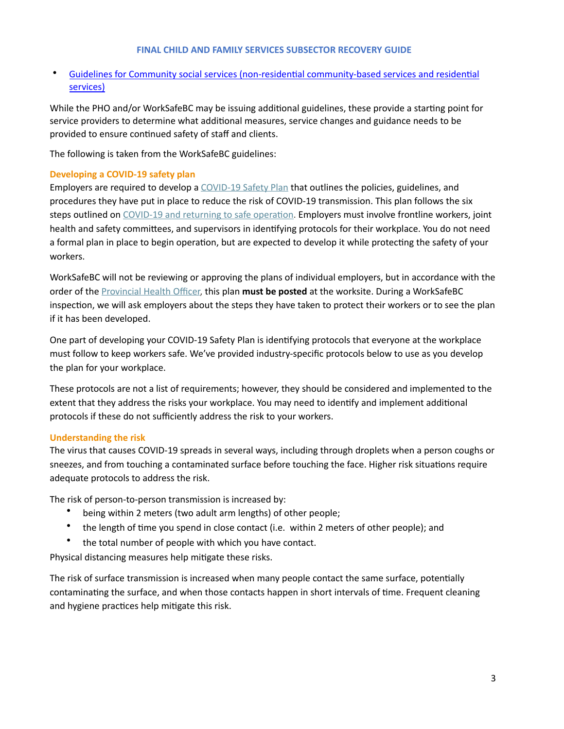- Guidelines for Community social services (non-residential community-based services and residential services)

While the PHO and/or WorkSafeBC may be issuing additional guidelines, these provide a starting point for service providers to determine what additional measures, service changes and guidance needs to be provided to ensure continued safety of staff and clients.

The following is taken from the WorkSafeBC guidelines:

### Developing a COVID-19 safety plan

Employers are required to develop a COVID-19 Safety Plan that outlines the policies, guidelines, and procedures they have put in place to reduce the risk of COVID-19 transmission. This plan follows the six steps outlined on COVID-19 and returning to safe operation. Employers must involve frontline workers, joint health and safety committees, and supervisors in identifying protocols for their workplace. You do not need a formal plan in place to begin operation, but are expected to develop it while protecting the safety of your workers.

WorkSafeBC will not be reviewing or approving the plans of individual employers, but in accordance with the order of the Provincial Health Officer, this plan **must be posted** at the worksite. During a WorkSafeBC inspection, we will ask employers about the steps they have taken to protect their workers or to see the plan if it has been developed.

One part of developing your COVID-19 Safety Plan is identifying protocols that everyone at the workplace must follow to keep workers safe. We've provided industry-specific protocols below to use as you develop the plan for your workplace.

These protocols are not a list of requirements; however, they should be considered and implemented to the extent that they address the risks your workplace. You may need to identify and implement additional protocols if these do not sufficiently address the risk to your workers.

### Understanding the risk

The virus that causes COVID-19 spreads in several ways, including through droplets when a person coughs or sneezes, and from touching a contaminated surface before touching the face. Higher risk situations require adequate protocols to address the risk.

The risk of person-to-person transmission is increased by:

- being within 2 meters (two adult arm lengths) of other people;
- the length of time you spend in close contact (i.e. within 2 meters of other people); and
- the total number of people with which you have contact.

Physical distancing measures help mitigate these risks.

The risk of surface transmission is increased when many people contact the same surface, potentially contaminating the surface, and when those contacts happen in short intervals of time. Frequent cleaning and hygiene practices help mitigate this risk.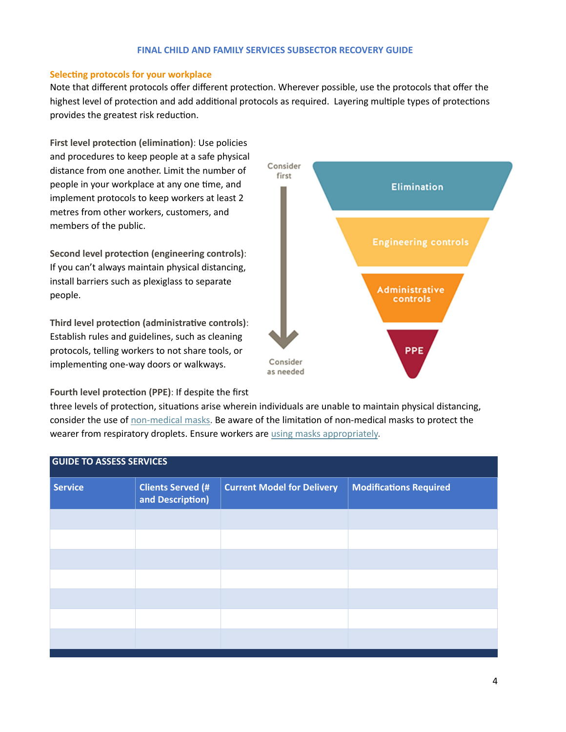## Selecting protocols for your workplace

Note that different protocols offer different protection. Wherever possible, use the protocols that offer the highest level of protection and add additional protocols as required. Layering multiple types of protections provides the greatest risk reduction.

**First level protection (elimination)**: Use policies and procedures to keep people at a safe physical distance from one another. Limit the number of people in your workplace at any one time, and implement protocols to keep workers at least 2 metres from other workers, customers, and members of the public.

**Second level protection (engineering controls)**: If you can't always maintain physical distancing, install barriers such as plexiglass to separate people.

**Third level protection (administrative controls)**: Establish rules and guidelines, such as cleaning protocols, telling workers to not share tools, or implementing one-way doors or walkways.

**Fourth level protection (PPE)**: If despite the first three levels of protection, situations arise wherein individuals are unable to maintain physical distancing, consider the use of non-medical masks. Be aware of the limitation of non-medical masks to protect the wearer from respiratory droplets. Ensure workers are using masks appropriately.

Consider first → Consider as needed

- Elimination
- Engineering controls
- Administrative controls
- PPE

| GUIDE TO ASSESS SERVICES | | | |
|---|---|---|---|
| **Service** | **Clients Served (# and Description)** | **Current Model for Delivery** | **Modifications Required** |
| | | | |
| | | | |
| | | | |
| | | | |
| | | | |
| | | | |
| | | | |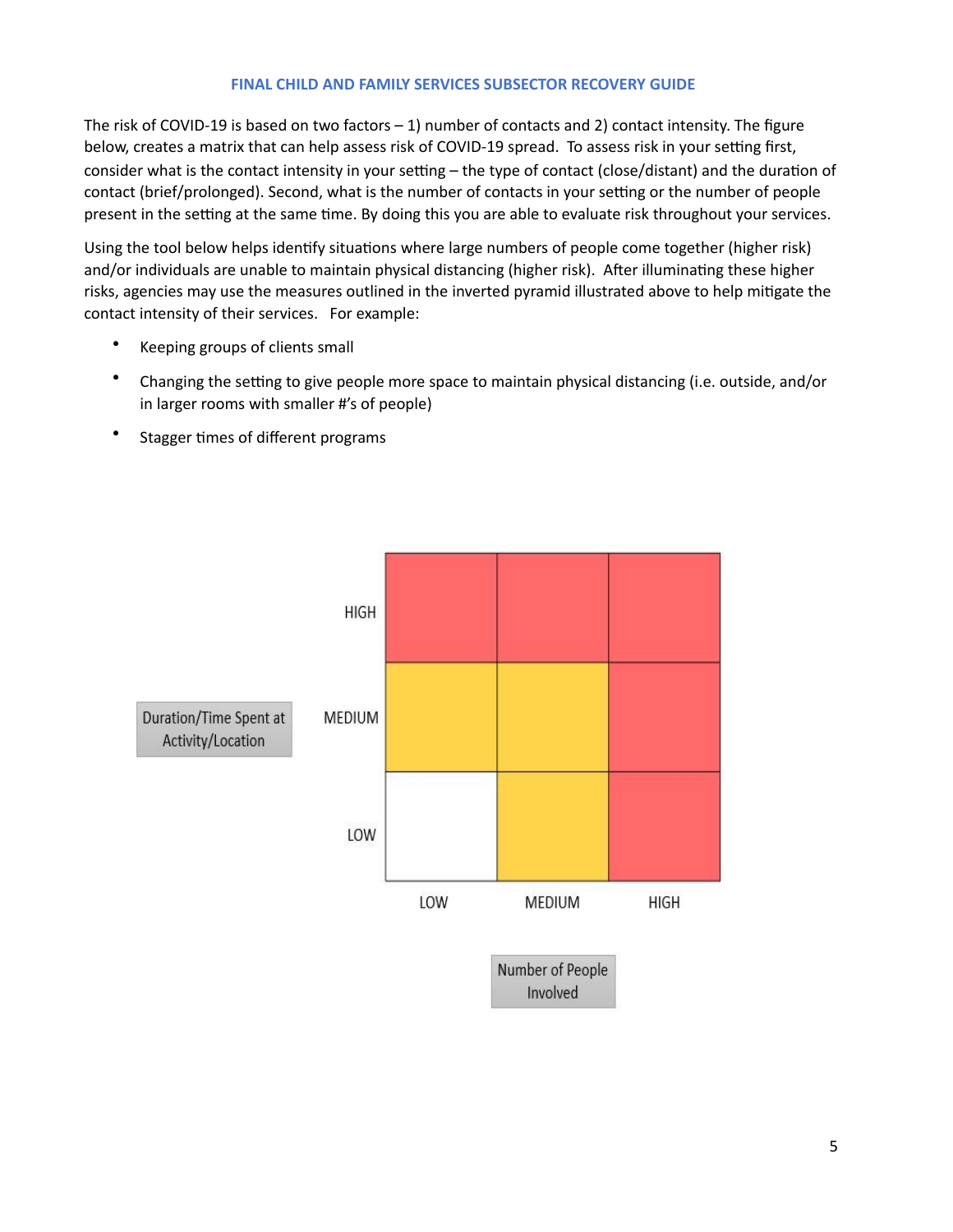The risk of COVID-19 is based on two factors – 1) number of contacts and 2) contact intensity. The figure below, creates a matrix that can help assess risk of COVID-19 spread. To assess risk in your setting first, consider what is the contact intensity in your setting – the type of contact (close/distant) and the duration of contact (brief/prolonged). Second, what is the number of contacts in your setting or the number of people present in the setting at the same time. By doing this you are able to evaluate risk throughout your services.

Using the tool below helps identify situations where large numbers of people come together (higher risk) and/or individuals are unable to maintain physical distancing (higher risk). After illuminating these higher risks, agencies may use the measures outlined in the inverted pyramid illustrated above to help mitigate the contact intensity of their services. For example:

- Keeping groups of clients small
- Changing the setting to give people more space to maintain physical distancing (i.e. outside, and/or in larger rooms with smaller #'s of people)
- Stagger times of different programs

| Duration/Time Spent at Activity/Location | | | |
|---|---|---|---|
| HIGH | | | |
| MEDIUM | | | |
| LOW | | | |
| | LOW | MEDIUM | HIGH |

Number of People Involved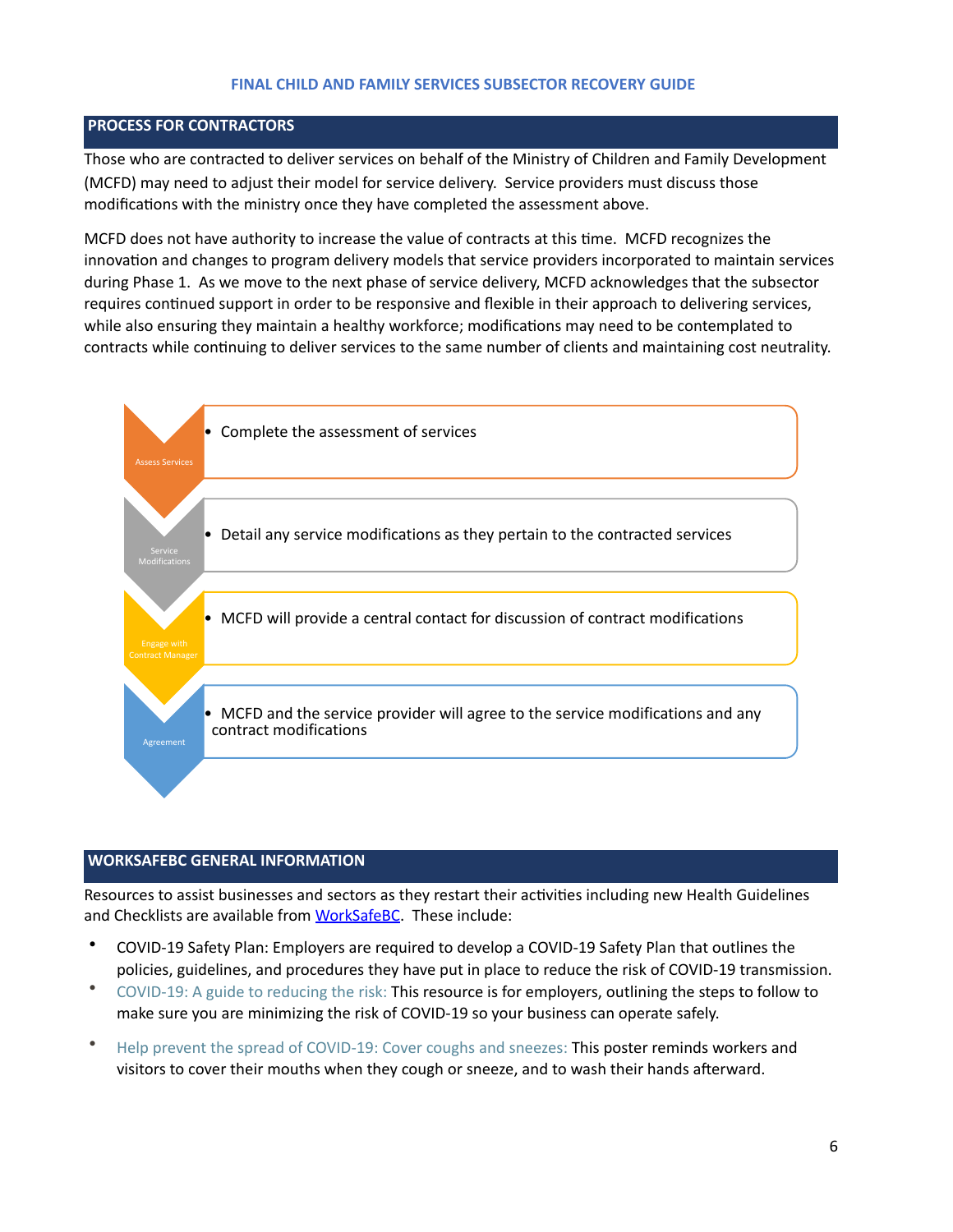FINAL CHILD AND FAMILY SERVICES SUBSECTOR RECOVERY GUIDE

## PROCESS FOR CONTRACTORS

Those who are contracted to deliver services on behalf of the Ministry of Children and Family Development (MCFD) may need to adjust their model for service delivery. Service providers must discuss those modifications with the ministry once they have completed the assessment above.

MCFD does not have authority to increase the value of contracts at this time. MCFD recognizes the innovation and changes to program delivery models that service providers incorporated to maintain services during Phase 1. As we move to the next phase of service delivery, MCFD acknowledges that the subsector requires continued support in order to be responsive and flexible in their approach to delivering services, while also ensuring they maintain a healthy workforce; modifications may need to be contemplated to contracts while continuing to deliver services to the same number of clients and maintaining cost neutrality.

Assess Services
- Complete the assessment of services

Service Modifications
- Detail any service modifications as they pertain to the contracted services

Engage with Contract Manager
- MCFD will provide a central contact for discussion of contract modifications

Agreement
- MCFD and the service provider will agree to the service modifications and any contract modifications

## WORKSAFEBC GENERAL INFORMATION

Resources to assist businesses and sectors as they restart their activities including new Health Guidelines and Checklists are available from WorkSafeBC. These include:

- COVID-19 Safety Plan: Employers are required to develop a COVID-19 Safety Plan that outlines the policies, guidelines, and procedures they have put in place to reduce the risk of COVID-19 transmission.
- COVID-19: A guide to reducing the risk: This resource is for employers, outlining the steps to follow to make sure you are minimizing the risk of COVID-19 so your business can operate safely.
- Help prevent the spread of COVID-19: Cover coughs and sneezes: This poster reminds workers and visitors to cover their mouths when they cough or sneeze, and to wash their hands afterward.